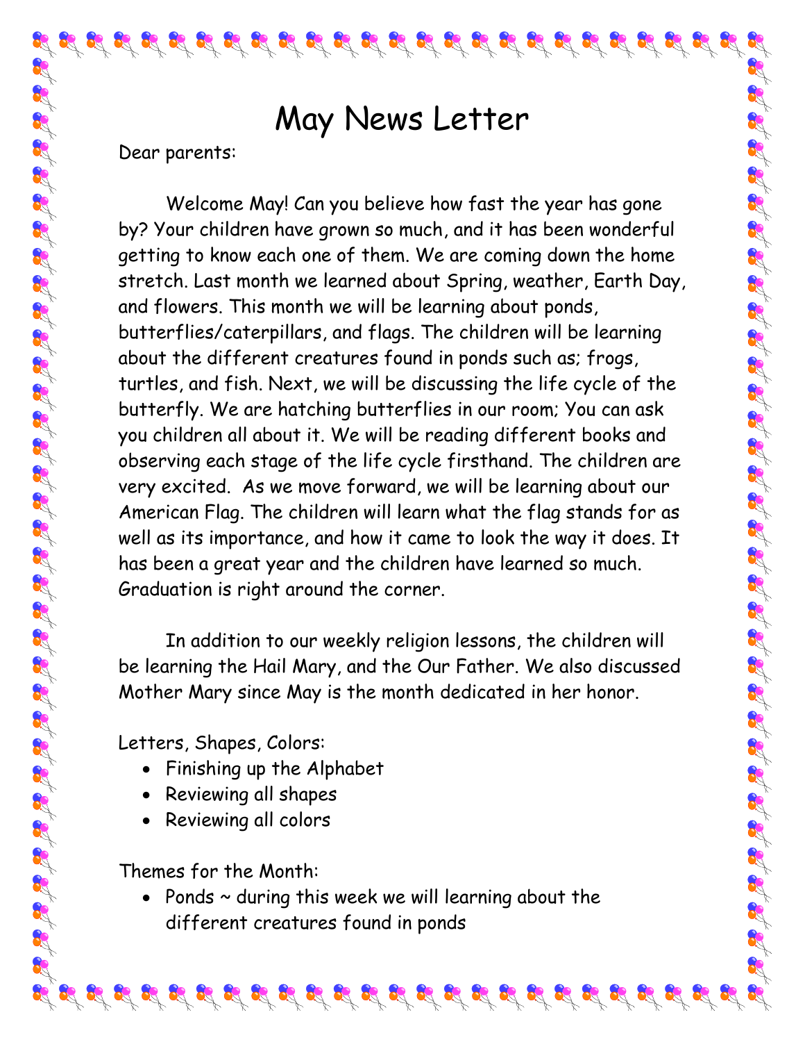# May News Letter

Dear parents:

Welcome May! Can you believe how fast the year has gone by? Your children have grown so much, and it has been wonderful getting to know each one of them. We are coming down the home stretch. Last month we learned about Spring, weather, Earth Day, and flowers. This month we will be learning about ponds, butterflies/caterpillars, and flags. The children will be learning about the different creatures found in ponds such as; frogs, turtles, and fish. Next, we will be discussing the life cycle of the butterfly. We are hatching butterflies in our room; You can ask you children all about it. We will be reading different books and observing each stage of the life cycle firsthand. The children are very excited. As we move forward, we will be learning about our American Flag. The children will learn what the flag stands for as well as its importance, and how it came to look the way it does. It has been a great year and the children have learned so much. Graduation is right around the corner.

In addition to our weekly religion lessons, the children will be learning the Hail Mary, and the Our Father. We also discussed Mother Mary since May is the month dedicated in her honor.

Letters, Shapes, Colors:

- Finishing up the Alphabet
- Reviewing all shapes
- Reviewing all colors

Themes for the Month:

- Ponds ~ during this week we will learning about the different creatures found in ponds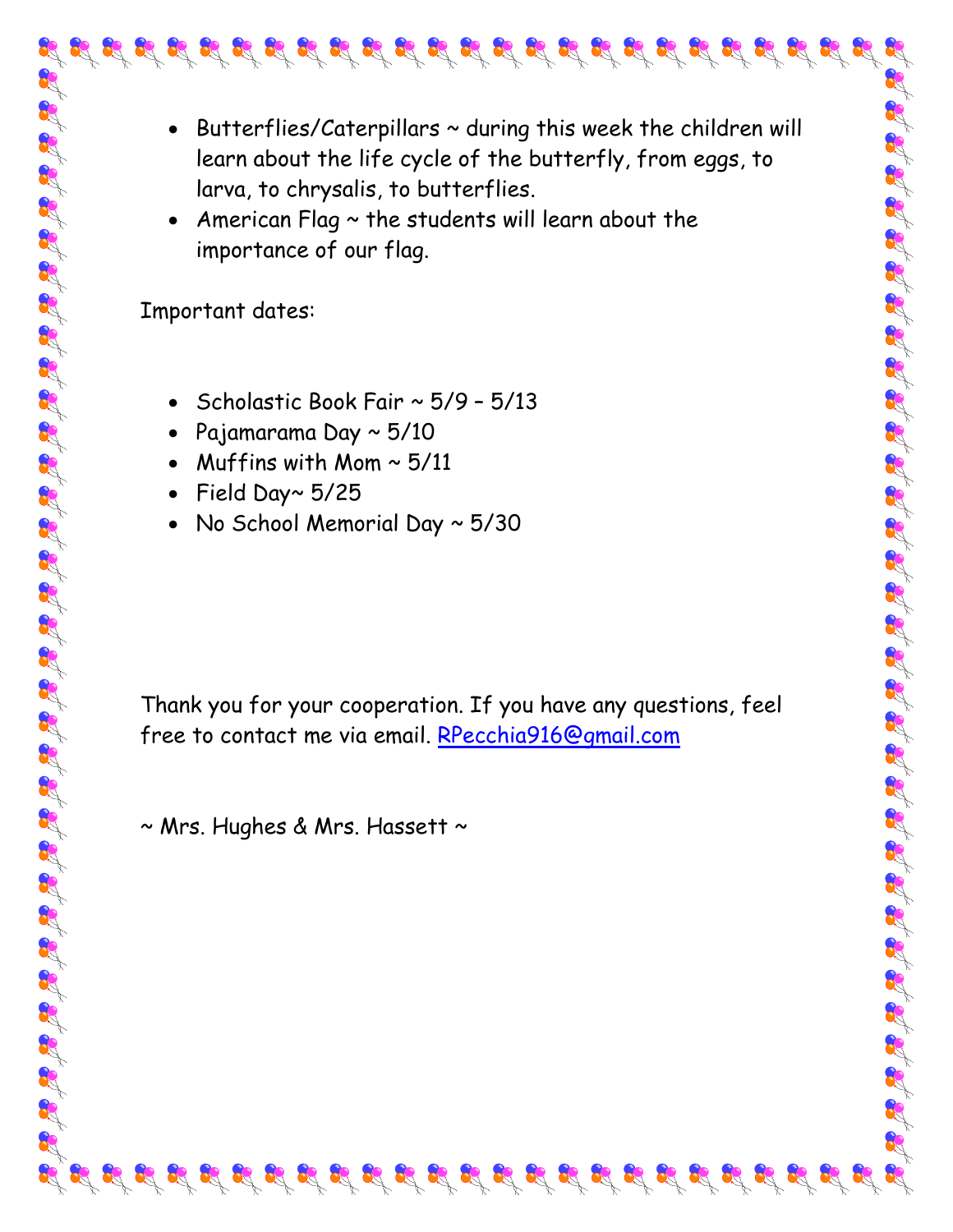- Butterflies/Caterpillars ~ during this week the children will learn about the life cycle of the butterfly, from eggs, to larva, to chrysalis, to butterflies.
- American Flag ~ the students will learn about the importance of our flag.

Important dates:

- Scholastic Book Fair ~ 5/9 – 5/13
- Pajamarama Day ~ 5/10
- Muffins with Mom ~ 5/11
- Field Day~ 5/25
- No School Memorial Day ~ 5/30

Thank you for your cooperation. If you have any questions, feel free to contact me via email. RPecchia916@gmail.com

~ Mrs. Hughes & Mrs. Hassett ~